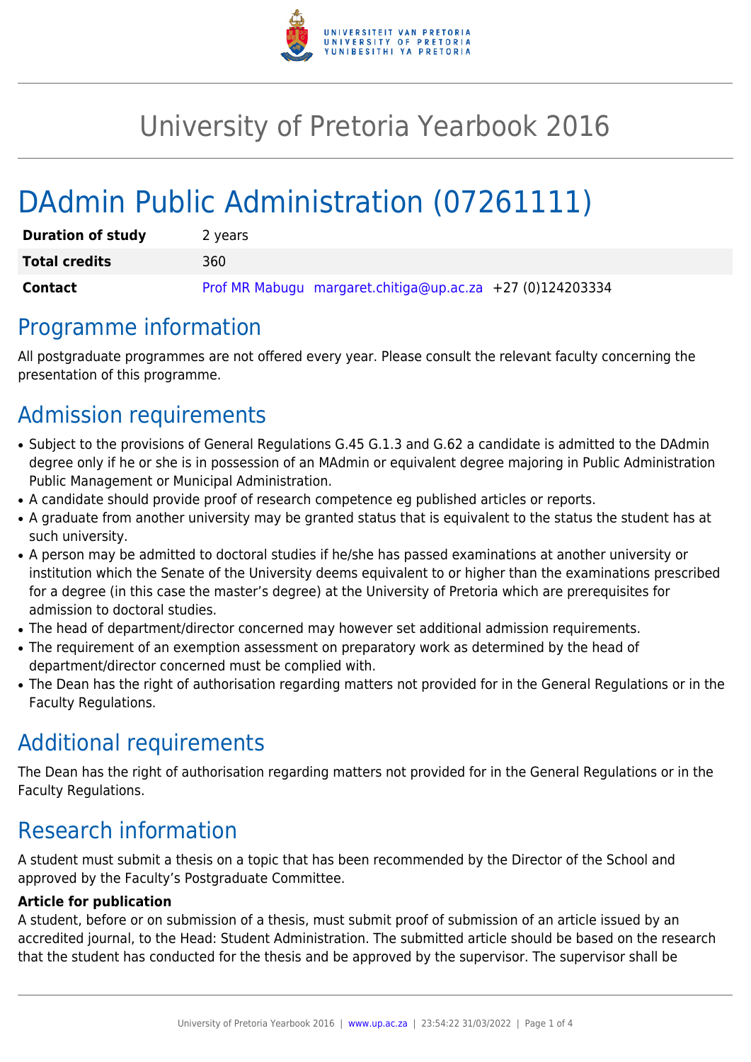# University of Pretoria Yearbook 2016

# DAdmin Public Administration (07261111)

| | |
|---|---|
| **Duration of study** | 2 years |
| **Total credits** | 360 |
| **Contact** | Prof MR Mabugu margaret.chitiga@up.ac.za +27 (0)124203334 |

## Programme information

All postgraduate programmes are not offered every year. Please consult the relevant faculty concerning the presentation of this programme.

## Admission requirements

- Subject to the provisions of General Regulations G.45 G.1.3 and G.62 a candidate is admitted to the DAdmin degree only if he or she is in possession of an MAdmin or equivalent degree majoring in Public Administration Public Management or Municipal Administration.
- A candidate should provide proof of research competence eg published articles or reports.
- A graduate from another university may be granted status that is equivalent to the status the student has at such university.
- A person may be admitted to doctoral studies if he/she has passed examinations at another university or institution which the Senate of the University deems equivalent to or higher than the examinations prescribed for a degree (in this case the master's degree) at the University of Pretoria which are prerequisites for admission to doctoral studies.
- The head of department/director concerned may however set additional admission requirements.
- The requirement of an exemption assessment on preparatory work as determined by the head of department/director concerned must be complied with.
- The Dean has the right of authorisation regarding matters not provided for in the General Regulations or in the Faculty Regulations.

## Additional requirements

The Dean has the right of authorisation regarding matters not provided for in the General Regulations or in the Faculty Regulations.

## Research information

A student must submit a thesis on a topic that has been recommended by the Director of the School and approved by the Faculty's Postgraduate Committee.

**Article for publication**

A student, before or on submission of a thesis, must submit proof of submission of an article issued by an accredited journal, to the Head: Student Administration. The submitted article should be based on the research that the student has conducted for the thesis and be approved by the supervisor. The supervisor shall be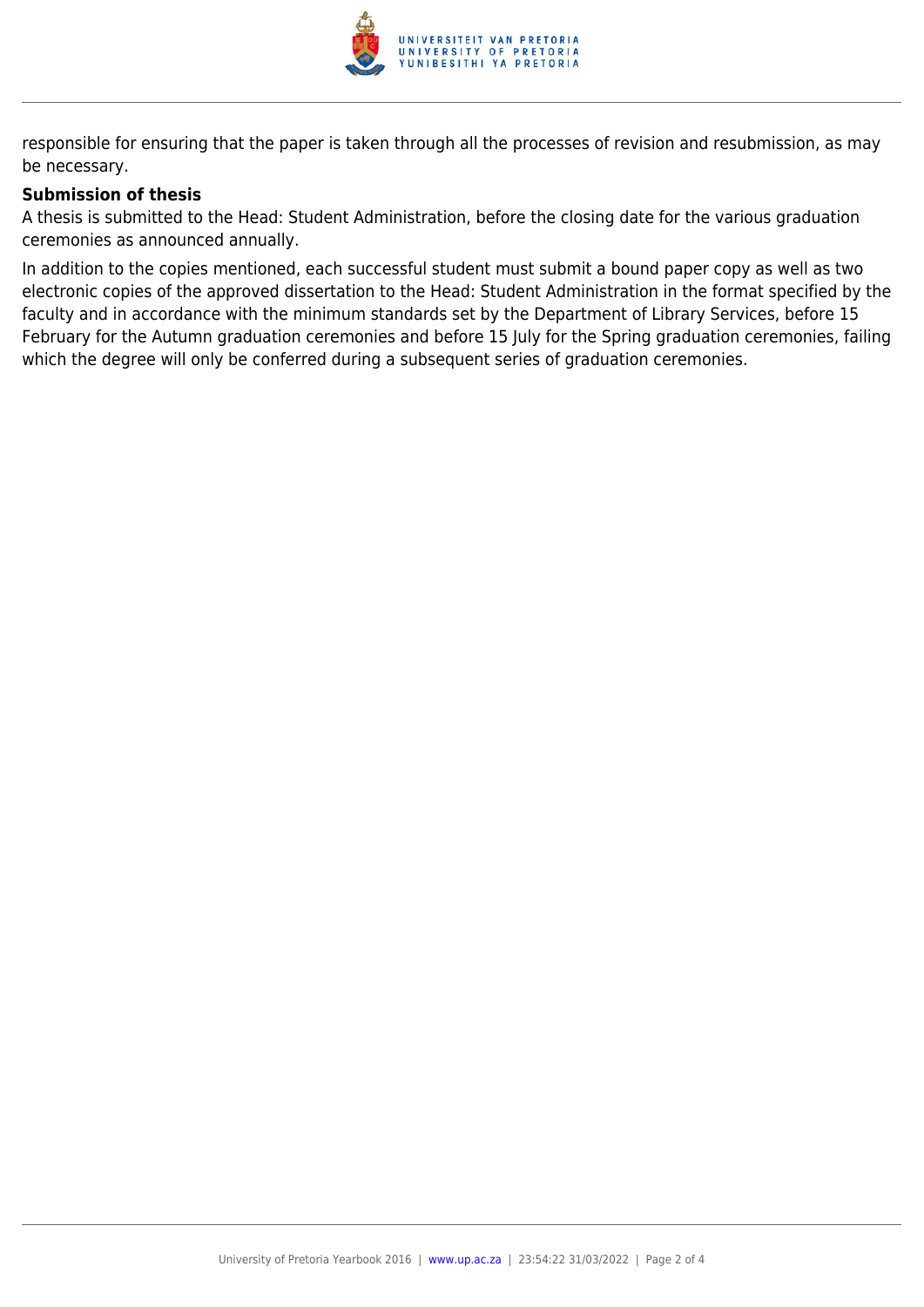responsible for ensuring that the paper is taken through all the processes of revision and resubmission, as may be necessary.

**Submission of thesis**

A thesis is submitted to the Head: Student Administration, before the closing date for the various graduation ceremonies as announced annually.

In addition to the copies mentioned, each successful student must submit a bound paper copy as well as two electronic copies of the approved dissertation to the Head: Student Administration in the format specified by the faculty and in accordance with the minimum standards set by the Department of Library Services, before 15 February for the Autumn graduation ceremonies and before 15 July for the Spring graduation ceremonies, failing which the degree will only be conferred during a subsequent series of graduation ceremonies.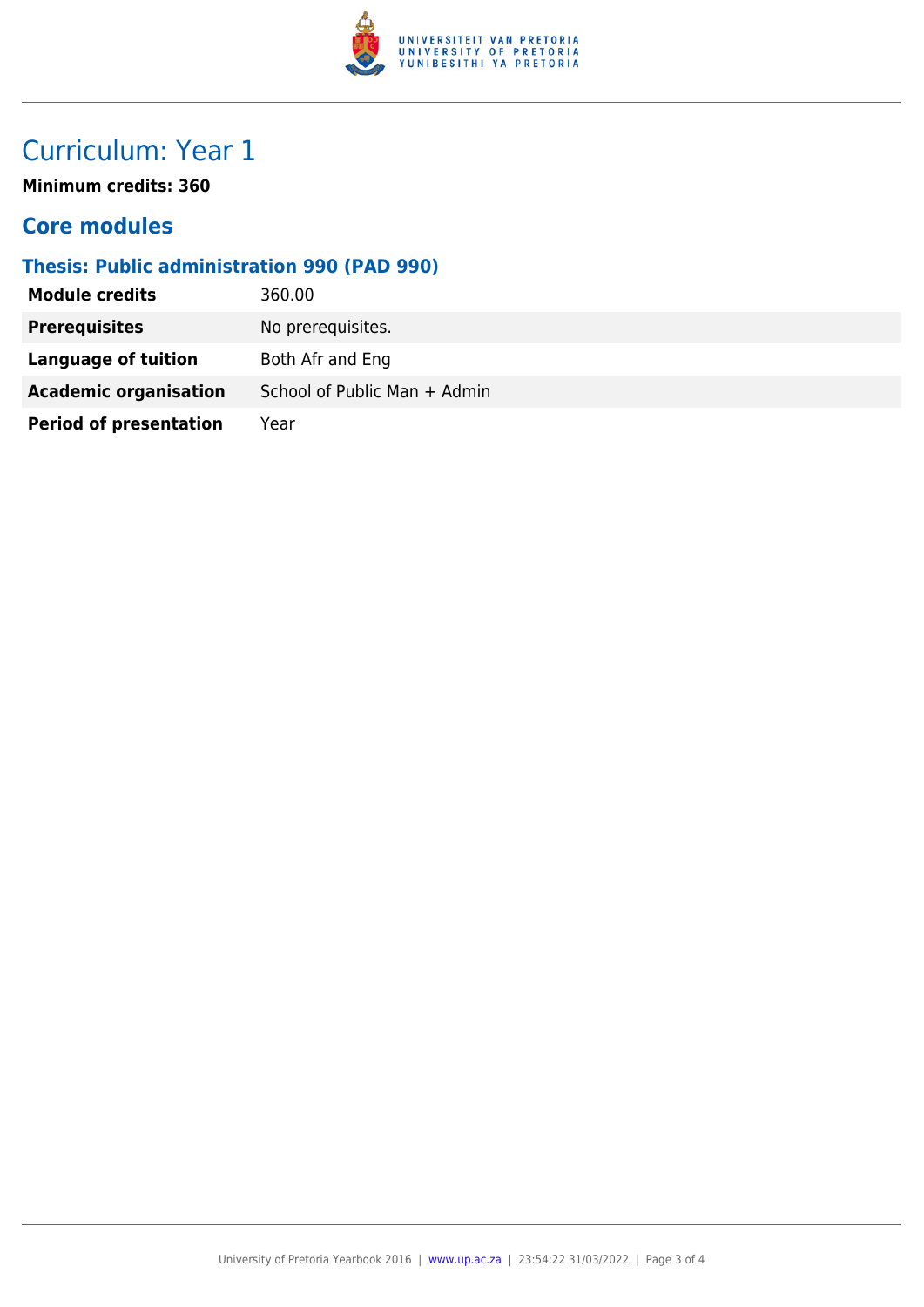# Curriculum: Year 1

**Minimum credits: 360**

## Core modules

### Thesis: Public administration 990 (PAD 990)

| | |
|---|---|
| **Module credits** | 360.00 |
| **Prerequisites** | No prerequisites. |
| **Language of tuition** | Both Afr and Eng |
| **Academic organisation** | School of Public Man + Admin |
| **Period of presentation** | Year |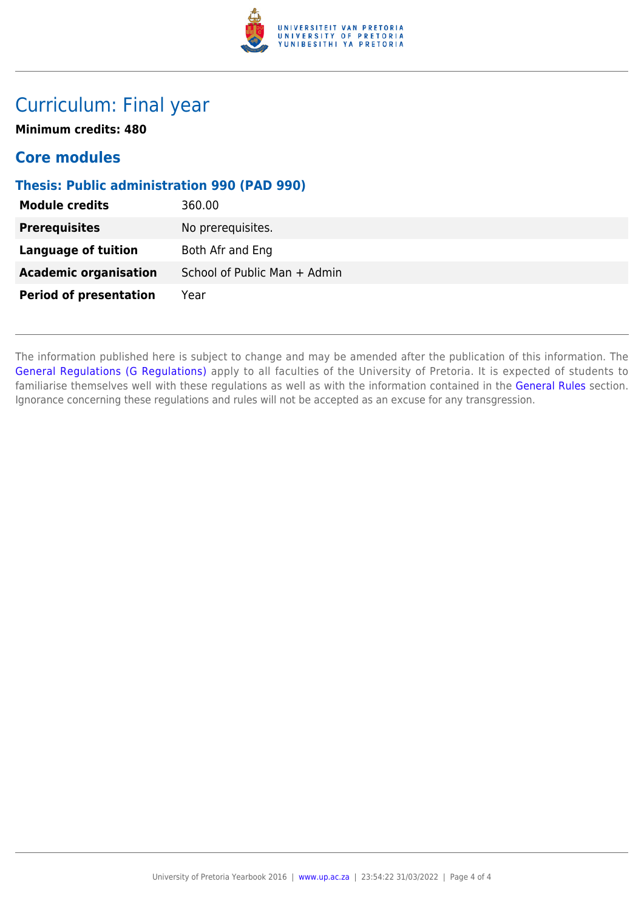# Curriculum: Final year

**Minimum credits: 480**

## Core modules

### Thesis: Public administration 990 (PAD 990)

| | |
|---|---|
| **Module credits** | 360.00 |
| **Prerequisites** | No prerequisites. |
| **Language of tuition** | Both Afr and Eng |
| **Academic organisation** | School of Public Man + Admin |
| **Period of presentation** | Year |

The information published here is subject to change and may be amended after the publication of this information. The General Regulations (G Regulations) apply to all faculties of the University of Pretoria. It is expected of students to familiarise themselves well with these regulations as well as with the information contained in the General Rules section. Ignorance concerning these regulations and rules will not be accepted as an excuse for any transgression.